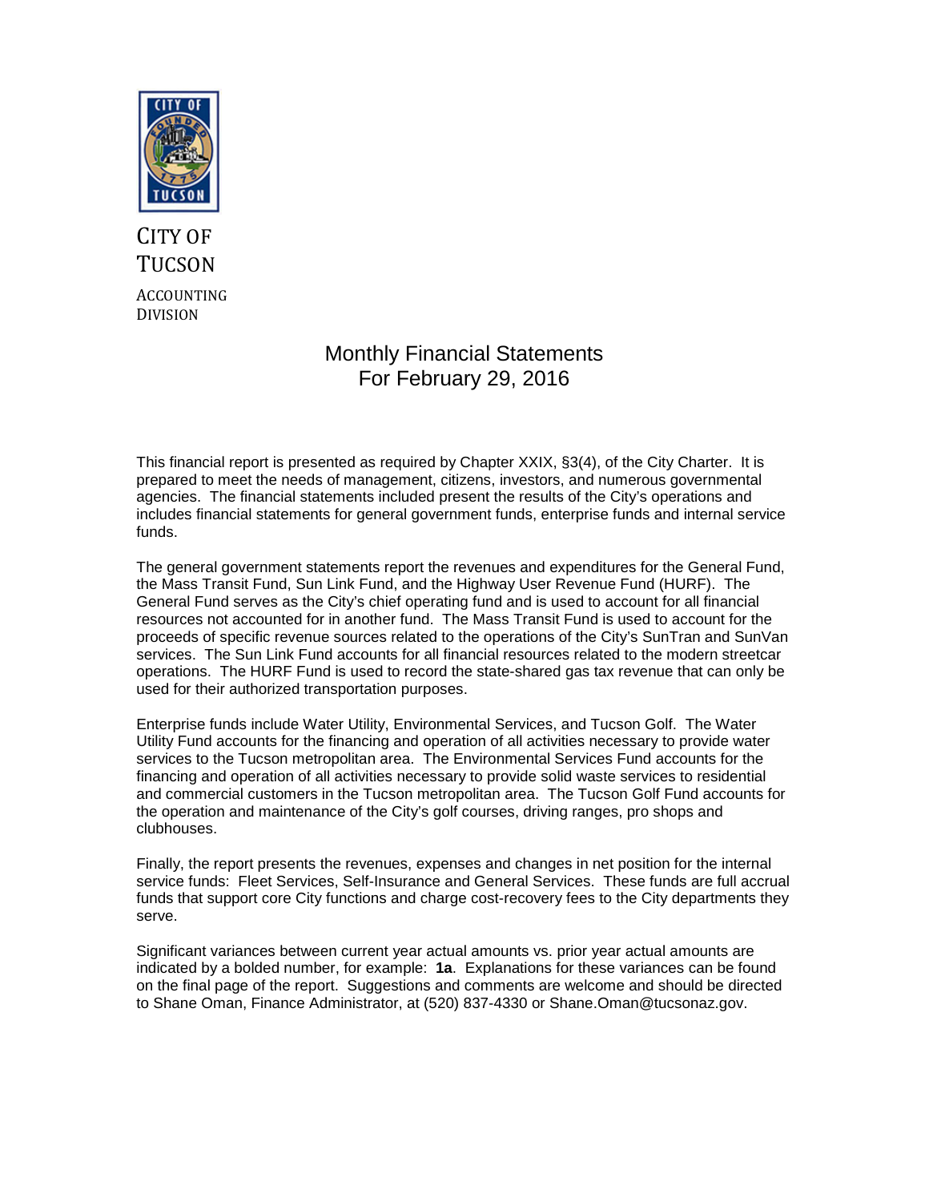CITY OF TUCSON

ACCOUNTING DIVISION

# Monthly Financial Statements
## For February 29, 2016

This financial report is presented as required by Chapter XXIX, §3(4), of the City Charter. It is prepared to meet the needs of management, citizens, investors, and numerous governmental agencies. The financial statements included present the results of the City's operations and includes financial statements for general government funds, enterprise funds and internal service funds.

The general government statements report the revenues and expenditures for the General Fund, the Mass Transit Fund, Sun Link Fund, and the Highway User Revenue Fund (HURF). The General Fund serves as the City's chief operating fund and is used to account for all financial resources not accounted for in another fund. The Mass Transit Fund is used to account for the proceeds of specific revenue sources related to the operations of the City's SunTran and SunVan services. The Sun Link Fund accounts for all financial resources related to the modern streetcar operations. The HURF Fund is used to record the state-shared gas tax revenue that can only be used for their authorized transportation purposes.

Enterprise funds include Water Utility, Environmental Services, and Tucson Golf. The Water Utility Fund accounts for the financing and operation of all activities necessary to provide water services to the Tucson metropolitan area. The Environmental Services Fund accounts for the financing and operation of all activities necessary to provide solid waste services to residential and commercial customers in the Tucson metropolitan area. The Tucson Golf Fund accounts for the operation and maintenance of the City's golf courses, driving ranges, pro shops and clubhouses.

Finally, the report presents the revenues, expenses and changes in net position for the internal service funds: Fleet Services, Self-Insurance and General Services. These funds are full accrual funds that support core City functions and charge cost-recovery fees to the City departments they serve.

Significant variances between current year actual amounts vs. prior year actual amounts are indicated by a bolded number, for example: **1a**. Explanations for these variances can be found on the final page of the report. Suggestions and comments are welcome and should be directed to Shane Oman, Finance Administrator, at (520) 837-4330 or Shane.Oman@tucsonaz.gov.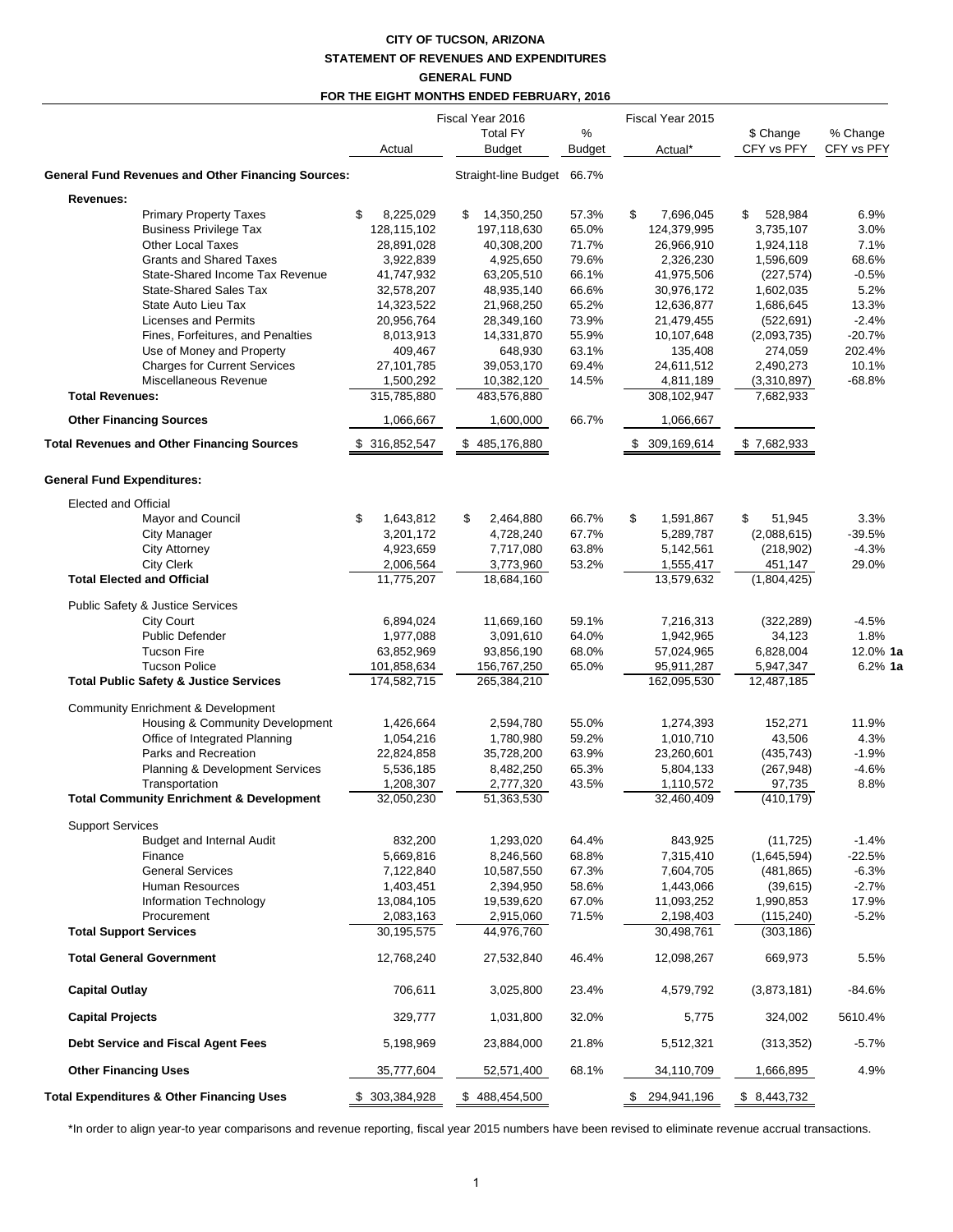**CITY OF TUCSON, ARIZONA**
**STATEMENT OF REVENUES AND EXPENDITURES**
**GENERAL FUND**
**FOR THE EIGHT MONTHS ENDED FEBRUARY, 2016**

| | Fiscal Year 2016 Actual | Fiscal Year 2016 Total FY Budget | % Budget | Fiscal Year 2015 Actual* | $ Change CFY vs PFY | % Change CFY vs PFY |
|---|---|---|---|---|---|---|
| **General Fund Revenues and Other Financing Sources:** | | Straight-line Budget | 66.7% | | | |
| **Revenues:** | | | | | | |
| Primary Property Taxes | $ 8,225,029 | $ 14,350,250 | 57.3% | $ 7,696,045 | $ 528,984 | 6.9% |
| Business Privilege Tax | 128,115,102 | 197,118,630 | 65.0% | 124,379,995 | 3,735,107 | 3.0% |
| Other Local Taxes | 28,891,028 | 40,308,200 | 71.7% | 26,966,910 | 1,924,118 | 7.1% |
| Grants and Shared Taxes | 3,922,839 | 4,925,650 | 79.6% | 2,326,230 | 1,596,609 | 68.6% |
| State-Shared Income Tax Revenue | 41,747,932 | 63,205,510 | 66.1% | 41,975,506 | (227,574) | -0.5% |
| State-Shared Sales Tax | 32,578,207 | 48,935,140 | 66.6% | 30,976,172 | 1,602,035 | 5.2% |
| State Auto Lieu Tax | 14,323,522 | 21,968,250 | 65.2% | 12,636,877 | 1,686,645 | 13.3% |
| Licenses and Permits | 20,956,764 | 28,349,160 | 73.9% | 21,479,455 | (522,691) | -2.4% |
| Fines, Forfeitures, and Penalties | 8,013,913 | 14,331,870 | 55.9% | 10,107,648 | (2,093,735) | -20.7% |
| Use of Money and Property | 409,467 | 648,930 | 63.1% | 135,408 | 274,059 | 202.4% |
| Charges for Current Services | 27,101,785 | 39,053,170 | 69.4% | 24,611,512 | 2,490,273 | 10.1% |
| Miscellaneous Revenue | 1,500,292 | 10,382,120 | 14.5% | 4,811,189 | (3,310,897) | -68.8% |
| **Total Revenues:** | 315,785,880 | 483,576,880 | | 308,102,947 | 7,682,933 | |
| **Other Financing Sources** | 1,066,667 | 1,600,000 | 66.7% | 1,066,667 | | |
| **Total Revenues and Other Financing Sources** | $ 316,852,547 | $ 485,176,880 | | $ 309,169,614 | $ 7,682,933 | |
| **General Fund Expenditures:** | | | | | | |
| Elected and Official | | | | | | |
| Mayor and Council | $ 1,643,812 | $ 2,464,880 | 66.7% | $ 1,591,867 | $ 51,945 | 3.3% |
| City Manager | 3,201,172 | 4,728,240 | 67.7% | 5,289,787 | (2,088,615) | -39.5% |
| City Attorney | 4,923,659 | 7,717,080 | 63.8% | 5,142,561 | (218,902) | -4.3% |
| City Clerk | 2,006,564 | 3,773,960 | 53.2% | 1,555,417 | 451,147 | 29.0% |
| **Total Elected and Official** | 11,775,207 | 18,684,160 | | 13,579,632 | (1,804,425) | |
| Public Safety & Justice Services | | | | | | |
| City Court | 6,894,024 | 11,669,160 | 59.1% | 7,216,313 | (322,289) | -4.5% |
| Public Defender | 1,977,088 | 3,091,610 | 64.0% | 1,942,965 | 34,123 | 1.8% |
| Tucson Fire | 63,852,969 | 93,856,190 | 68.0% | 57,024,965 | 6,828,004 | 12.0% **1a** |
| Tucson Police | 101,858,634 | 156,767,250 | 65.0% | 95,911,287 | 5,947,347 | 6.2% **1a** |
| **Total Public Safety & Justice Services** | 174,582,715 | 265,384,210 | | 162,095,530 | 12,487,185 | |
| Community Enrichment & Development | | | | | | |
| Housing & Community Development | 1,426,664 | 2,594,780 | 55.0% | 1,274,393 | 152,271 | 11.9% |
| Office of Integrated Planning | 1,054,216 | 1,780,980 | 59.2% | 1,010,710 | 43,506 | 4.3% |
| Parks and Recreation | 22,824,858 | 35,728,200 | 63.9% | 23,260,601 | (435,743) | -1.9% |
| Planning & Development Services | 5,536,185 | 8,482,250 | 65.3% | 5,804,133 | (267,948) | -4.6% |
| Transportation | 1,208,307 | 2,777,320 | 43.5% | 1,110,572 | 97,735 | 8.8% |
| **Total Community Enrichment & Development** | 32,050,230 | 51,363,530 | | 32,460,409 | (410,179) | |
| Support Services | | | | | | |
| Budget and Internal Audit | 832,200 | 1,293,020 | 64.4% | 843,925 | (11,725) | -1.4% |
| Finance | 5,669,816 | 8,246,560 | 68.8% | 7,315,410 | (1,645,594) | -22.5% |
| General Services | 7,122,840 | 10,587,550 | 67.3% | 7,604,705 | (481,865) | -6.3% |
| Human Resources | 1,403,451 | 2,394,950 | 58.6% | 1,443,066 | (39,615) | -2.7% |
| Information Technology | 13,084,105 | 19,539,620 | 67.0% | 11,093,252 | 1,990,853 | 17.9% |
| Procurement | 2,083,163 | 2,915,060 | 71.5% | 2,198,403 | (115,240) | -5.2% |
| **Total Support Services** | 30,195,575 | 44,976,760 | | 30,498,761 | (303,186) | |
| **Total General Government** | 12,768,240 | 27,532,840 | 46.4% | 12,098,267 | 669,973 | 5.5% |
| **Capital Outlay** | 706,611 | 3,025,800 | 23.4% | 4,579,792 | (3,873,181) | -84.6% |
| **Capital Projects** | 329,777 | 1,031,800 | 32.0% | 5,775 | 324,002 | 5610.4% |
| **Debt Service and Fiscal Agent Fees** | 5,198,969 | 23,884,000 | 21.8% | 5,512,321 | (313,352) | -5.7% |
| **Other Financing Uses** | 35,777,604 | 52,571,400 | 68.1% | 34,110,709 | 1,666,895 | 4.9% |
| **Total Expenditures & Other Financing Uses** | $ 303,384,928 | $ 488,454,500 | | $ 294,941,196 | $ 8,443,732 | |

*In order to align year-to year comparisons and revenue reporting, fiscal year 2015 numbers have been revised to eliminate revenue accrual transactions.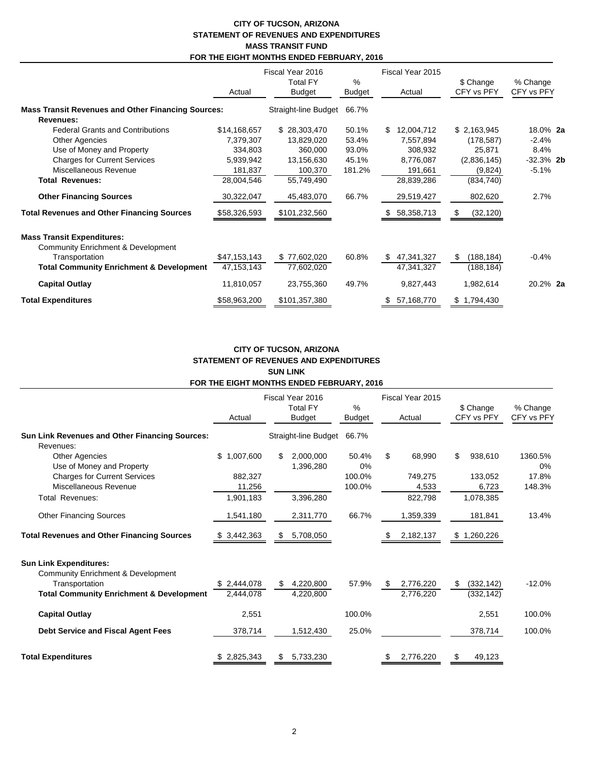**CITY OF TUCSON, ARIZONA**
**STATEMENT OF REVENUES AND EXPENDITURES**
**MASS TRANSIT FUND**
**FOR THE EIGHT MONTHS ENDED FEBRUARY, 2016**

| | Fiscal Year 2016 Actual | Fiscal Year 2016 Total FY Budget | % Budget | Fiscal Year 2015 Actual | $ Change CFY vs PFY | % Change CFY vs PFY | |
|---|---|---|---|---|---|---|---|
| **Mass Transit Revenues and Other Financing Sources:** | | Straight-line Budget | 66.7% | | | | |
| **Revenues:** | | | | | | | |
| Federal Grants and Contributions | $14,168,657 | $ 28,303,470 | 50.1% | $ 12,004,712 | $ 2,163,945 | 18.0% | **2a** |
| Other Agencies | 7,379,307 | 13,829,020 | 53.4% | 7,557,894 | (178,587) | -2.4% | |
| Use of Money and Property | 334,803 | 360,000 | 93.0% | 308,932 | 25,871 | 8.4% | |
| Charges for Current Services | 5,939,942 | 13,156,630 | 45.1% | 8,776,087 | (2,836,145) | -32.3% | **2b** |
| Miscellaneous Revenue | 181,837 | 100,370 | 181.2% | 191,661 | (9,824) | -5.1% | |
| **Total Revenues:** | 28,004,546 | 55,749,490 | | 28,839,286 | (834,740) | | |
| **Other Financing Sources** | 30,322,047 | 45,483,070 | 66.7% | 29,519,427 | 802,620 | 2.7% | |
| **Total Revenues and Other Financing Sources** | $58,326,593 | $101,232,560 | | $ 58,358,713 | $ (32,120) | | |
| **Mass Transit Expenditures:** | | | | | | | |
| Community Enrichment & Development | | | | | | | |
| Transportation | $47,153,143 | $ 77,602,020 | 60.8% | $ 47,341,327 | $ (188,184) | -0.4% | |
| **Total Community Enrichment & Development** | 47,153,143 | 77,602,020 | | 47,341,327 | (188,184) | | |
| **Capital Outlay** | 11,810,057 | 23,755,360 | 49.7% | 9,827,443 | 1,982,614 | 20.2% | **2a** |
| **Total Expenditures** | $58,963,200 | $101,357,380 | | $ 57,168,770 | $ 1,794,430 | | |

**CITY OF TUCSON, ARIZONA**
**STATEMENT OF REVENUES AND EXPENDITURES**
**SUN LINK**
**FOR THE EIGHT MONTHS ENDED FEBRUARY, 2016**

| | Fiscal Year 2016 Actual | Fiscal Year 2016 Total FY Budget | % Budget | Fiscal Year 2015 Actual | $ Change CFY vs PFY | % Change CFY vs PFY |
|---|---|---|---|---|---|---|
| **Sun Link Revenues and Other Financing Sources:** | | Straight-line Budget | 66.7% | | | |
| Revenues: | | | | | | |
| Other Agencies | $ 1,007,600 | $ 2,000,000 | 50.4% | $ 68,990 | $ 938,610 | 1360.5% |
| Use of Money and Property | | 1,396,280 | 0% | | | 0% |
| Charges for Current Services | 882,327 | | 100.0% | 749,275 | 133,052 | 17.8% |
| Miscellaneous Revenue | 11,256 | | 100.0% | 4,533 | 6,723 | 148.3% |
| Total Revenues: | 1,901,183 | 3,396,280 | | 822,798 | 1,078,385 | |
| Other Financing Sources | 1,541,180 | 2,311,770 | 66.7% | 1,359,339 | 181,841 | 13.4% |
| **Total Revenues and Other Financing Sources** | $ 3,442,363 | $ 5,708,050 | | $ 2,182,137 | $ 1,260,226 | |
| **Sun Link Expenditures:** | | | | | | |
| Community Enrichment & Development | | | | | | |
| Transportation | $ 2,444,078 | $ 4,220,800 | 57.9% | $ 2,776,220 | $ (332,142) | -12.0% |
| **Total Community Enrichment & Development** | 2,444,078 | 4,220,800 | | 2,776,220 | (332,142) | |
| **Capital Outlay** | 2,551 | | 100.0% | | 2,551 | 100.0% |
| **Debt Service and Fiscal Agent Fees** | 378,714 | 1,512,430 | 25.0% | | 378,714 | 100.0% |
| **Total Expenditures** | $ 2,825,343 | $ 5,733,230 | | $ 2,776,220 | $ 49,123 | |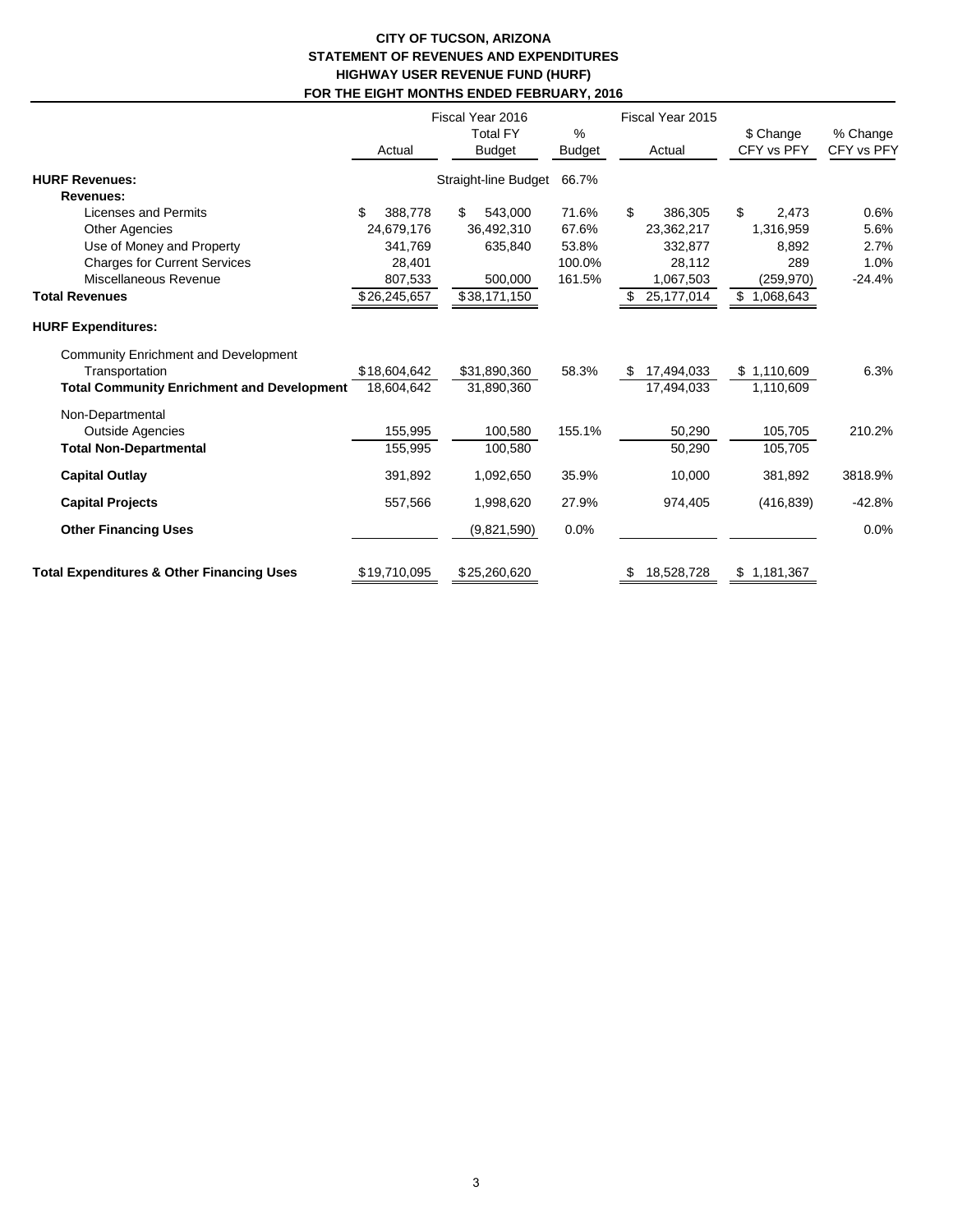# CITY OF TUCSON, ARIZONA
## STATEMENT OF REVENUES AND EXPENDITURES
## HIGHWAY USER REVENUE FUND (HURF)
## FOR THE EIGHT MONTHS ENDED FEBRUARY, 2016

| | Fiscal Year 2016 Actual | Fiscal Year 2016 Total FY Budget | % Budget | Fiscal Year 2015 Actual | $ Change CFY vs PFY | % Change CFY vs PFY |
|---|---|---|---|---|---|---|
| **HURF Revenues:** | | Straight-line Budget | 66.7% | | | |
| **Revenues:** | | | | | | |
| Licenses and Permits | $ 388,778 | $ 543,000 | 71.6% | $ 386,305 | $ 2,473 | 0.6% |
| Other Agencies | 24,679,176 | 36,492,310 | 67.6% | 23,362,217 | 1,316,959 | 5.6% |
| Use of Money and Property | 341,769 | 635,840 | 53.8% | 332,877 | 8,892 | 2.7% |
| Charges for Current Services | 28,401 | | 100.0% | 28,112 | 289 | 1.0% |
| Miscellaneous Revenue | 807,533 | 500,000 | 161.5% | 1,067,503 | (259,970) | -24.4% |
| **Total Revenues** | $26,245,657 | $38,171,150 | | $ 25,177,014 | $ 1,068,643 | |
| **HURF Expenditures:** | | | | | | |
| Community Enrichment and Development | | | | | | |
| Transportation | $18,604,642 | $31,890,360 | 58.3% | $ 17,494,033 | $ 1,110,609 | 6.3% |
| **Total Community Enrichment and Development** | 18,604,642 | 31,890,360 | | 17,494,033 | 1,110,609 | |
| Non-Departmental | | | | | | |
| Outside Agencies | 155,995 | 100,580 | 155.1% | 50,290 | 105,705 | 210.2% |
| **Total Non-Departmental** | 155,995 | 100,580 | | 50,290 | 105,705 | |
| **Capital Outlay** | 391,892 | 1,092,650 | 35.9% | 10,000 | 381,892 | 3818.9% |
| **Capital Projects** | 557,566 | 1,998,620 | 27.9% | 974,405 | (416,839) | -42.8% |
| **Other Financing Uses** | | (9,821,590) | 0.0% | | | 0.0% |
| **Total Expenditures & Other Financing Uses** | $19,710,095 | $25,260,620 | | $ 18,528,728 | $ 1,181,367 | |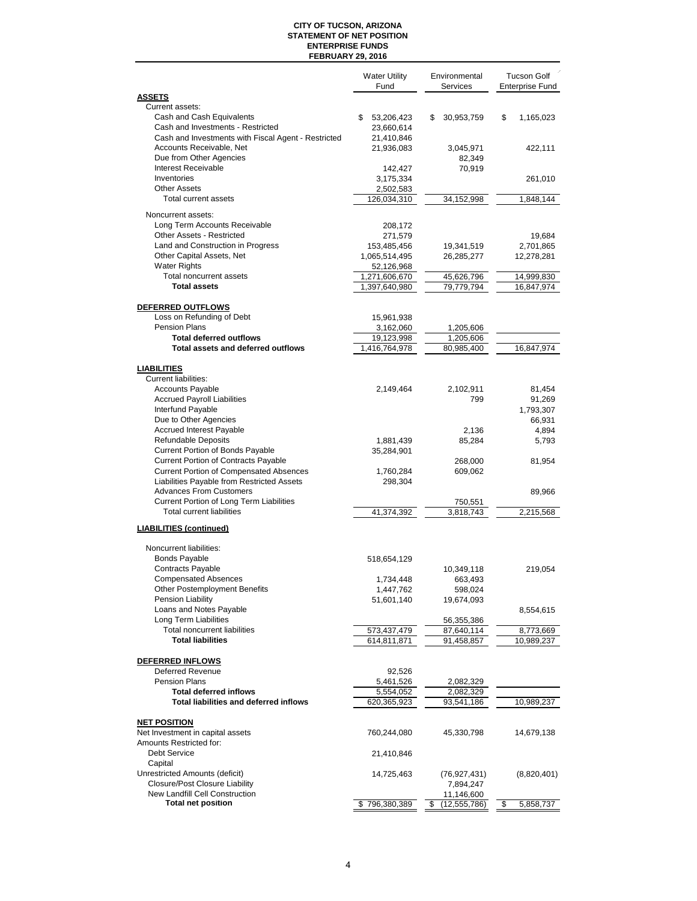**CITY OF TUCSON, ARIZONA**
**STATEMENT OF NET POSITION**
**ENTERPRISE FUNDS**
**FEBRUARY 29, 2016**

| | Water Utility Fund | Environmental Services | Tucson Golf Enterprise Fund |
|---|---|---|---|
| **ASSETS** | | | |
| Current assets: | | | |
| Cash and Cash Equivalents | $ 53,206,423 | $ 30,953,759 | $ 1,165,023 |
| Cash and Investments - Restricted | 23,660,614 | | |
| Cash and Investments with Fiscal Agent - Restricted | 21,410,846 | | |
| Accounts Receivable, Net | 21,936,083 | 3,045,971 | 422,111 |
| Due from Other Agencies | | 82,349 | |
| Interest Receivable | 142,427 | 70,919 | |
| Inventories | 3,175,334 | | 261,010 |
| Other Assets | 2,502,583 | | |
| Total current assets | 126,034,310 | 34,152,998 | 1,848,144 |
| Noncurrent assets: | | | |
| Long Term Accounts Receivable | 208,172 | | |
| Other Assets - Restricted | 271,579 | | 19,684 |
| Land and Construction in Progress | 153,485,456 | 19,341,519 | 2,701,865 |
| Other Capital Assets, Net | 1,065,514,495 | 26,285,277 | 12,278,281 |
| Water Rights | 52,126,968 | | |
| Total noncurrent assets | 1,271,606,670 | 45,626,796 | 14,999,830 |
| **Total assets** | 1,397,640,980 | 79,779,794 | 16,847,974 |
| **DEFERRED OUTFLOWS** | | | |
| Loss on Refunding of Debt | 15,961,938 | | |
| Pension Plans | 3,162,060 | 1,205,606 | |
| **Total deferred outflows** | 19,123,998 | 1,205,606 | |
| **Total assets and deferred outflows** | 1,416,764,978 | 80,985,400 | 16,847,974 |
| **LIABILITIES** | | | |
| Current liabilities: | | | |
| Accounts Payable | 2,149,464 | 2,102,911 | 81,454 |
| Accrued Payroll Liabilities | | 799 | 91,269 |
| Interfund Payable | | | 1,793,307 |
| Due to Other Agencies | | | 66,931 |
| Accrued Interest Payable | | 2,136 | 4,894 |
| Refundable Deposits | 1,881,439 | 85,284 | 5,793 |
| Current Portion of Bonds Payable | 35,284,901 | | |
| Current Portion of Contracts Payable | | 268,000 | 81,954 |
| Current Portion of Compensated Absences | 1,760,284 | 609,062 | |
| Liabilities Payable from Restricted Assets | 298,304 | | |
| Advances From Customers | | | 89,966 |
| Current Portion of Long Term Liabilities | | 750,551 | |
| Total current liabilities | 41,374,392 | 3,818,743 | 2,215,568 |
| **LIABILITIES (continued)** | | | |
| Noncurrent liabilities: | | | |
| Bonds Payable | 518,654,129 | | |
| Contracts Payable | | 10,349,118 | 219,054 |
| Compensated Absences | 1,734,448 | 663,493 | |
| Other Postemployment Benefits | 1,447,762 | 598,024 | |
| Pension Liability | 51,601,140 | 19,674,093 | |
| Loans and Notes Payable | | | 8,554,615 |
| Long Term Liabilities | | 56,355,386 | |
| Total noncurrent liabilities | 573,437,479 | 87,640,114 | 8,773,669 |
| **Total liabilities** | 614,811,871 | 91,458,857 | 10,989,237 |
| **DEFERRED INFLOWS** | | | |
| Deferred Revenue | 92,526 | | |
| Pension Plans | 5,461,526 | 2,082,329 | |
| **Total deferred inflows** | 5,554,052 | 2,082,329 | |
| **Total liabilities and deferred inflows** | 620,365,923 | 93,541,186 | 10,989,237 |
| **NET POSITION** | | | |
| Net Investment in capital assets | 760,244,080 | 45,330,798 | 14,679,138 |
| Amounts Restricted for: | | | |
| Debt Service | 21,410,846 | | |
| Capital | | | |
| Unrestricted Amounts (deficit) | 14,725,463 | (76,927,431) | (8,820,401) |
| Closure/Post Closure Liability | | 7,894,247 | |
| New Landfill Cell Construction | | 11,146,600 | |
| **Total net position** | $ 796,380,389 | $ (12,555,786) | $ 5,858,737 |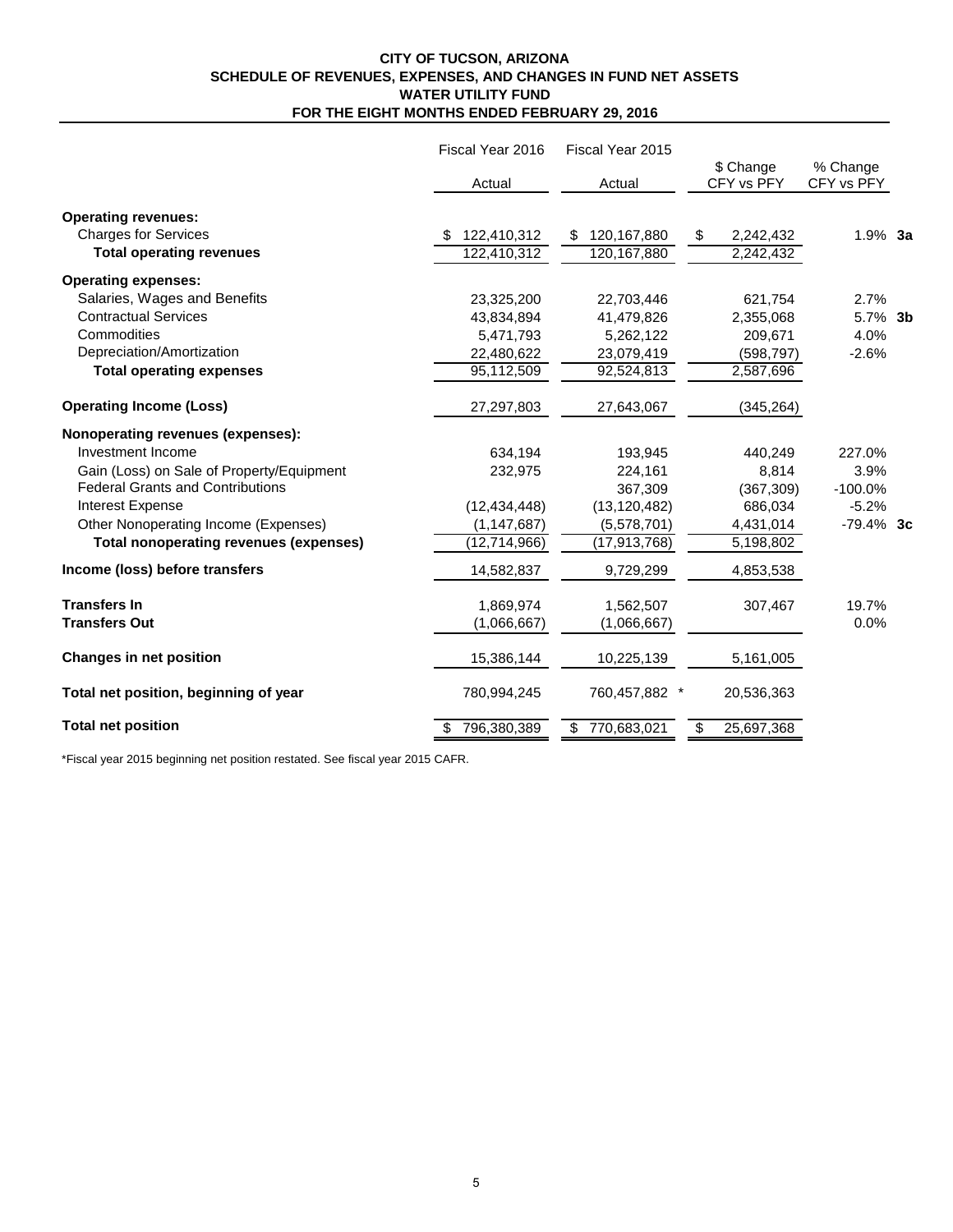**CITY OF TUCSON, ARIZONA**
**SCHEDULE OF REVENUES, EXPENSES, AND CHANGES IN FUND NET ASSETS**
**WATER UTILITY FUND**
**FOR THE EIGHT MONTHS ENDED FEBRUARY 29, 2016**

| | Fiscal Year 2016 Actual | Fiscal Year 2015 Actual | $ Change CFY vs PFY | % Change CFY vs PFY | |
|---|---|---|---|---|---|
| **Operating revenues:** | | | | | |
| Charges for Services | $ 122,410,312 | $ 120,167,880 | $ 2,242,432 | 1.9% | **3a** |
| **Total operating revenues** | 122,410,312 | 120,167,880 | 2,242,432 | | |
| **Operating expenses:** | | | | | |
| Salaries, Wages and Benefits | 23,325,200 | 22,703,446 | 621,754 | 2.7% | |
| Contractual Services | 43,834,894 | 41,479,826 | 2,355,068 | 5.7% | **3b** |
| Commodities | 5,471,793 | 5,262,122 | 209,671 | 4.0% | |
| Depreciation/Amortization | 22,480,622 | 23,079,419 | (598,797) | -2.6% | |
| **Total operating expenses** | 95,112,509 | 92,524,813 | 2,587,696 | | |
| **Operating Income (Loss)** | 27,297,803 | 27,643,067 | (345,264) | | |
| **Nonoperating revenues (expenses):** | | | | | |
| Investment Income | 634,194 | 193,945 | 440,249 | 227.0% | |
| Gain (Loss) on Sale of Property/Equipment | 232,975 | 224,161 | 8,814 | 3.9% | |
| Federal Grants and Contributions | | 367,309 | (367,309) | -100.0% | |
| Interest Expense | (12,434,448) | (13,120,482) | 686,034 | -5.2% | |
| Other Nonoperating Income (Expenses) | (1,147,687) | (5,578,701) | 4,431,014 | -79.4% | **3c** |
| **Total nonoperating revenues (expenses)** | (12,714,966) | (17,913,768) | 5,198,802 | | |
| **Income (loss) before transfers** | 14,582,837 | 9,729,299 | 4,853,538 | | |
| **Transfers In** | 1,869,974 | 1,562,507 | 307,467 | 19.7% | |
| **Transfers Out** | (1,066,667) | (1,066,667) | | 0.0% | |
| **Changes in net position** | 15,386,144 | 10,225,139 | 5,161,005 | | |
| **Total net position, beginning of year** | 780,994,245 | 760,457,882 * | 20,536,363 | | |
| **Total net position** | $ 796,380,389 | $ 770,683,021 | $ 25,697,368 | | |

*Fiscal year 2015 beginning net position restated. See fiscal year 2015 CAFR.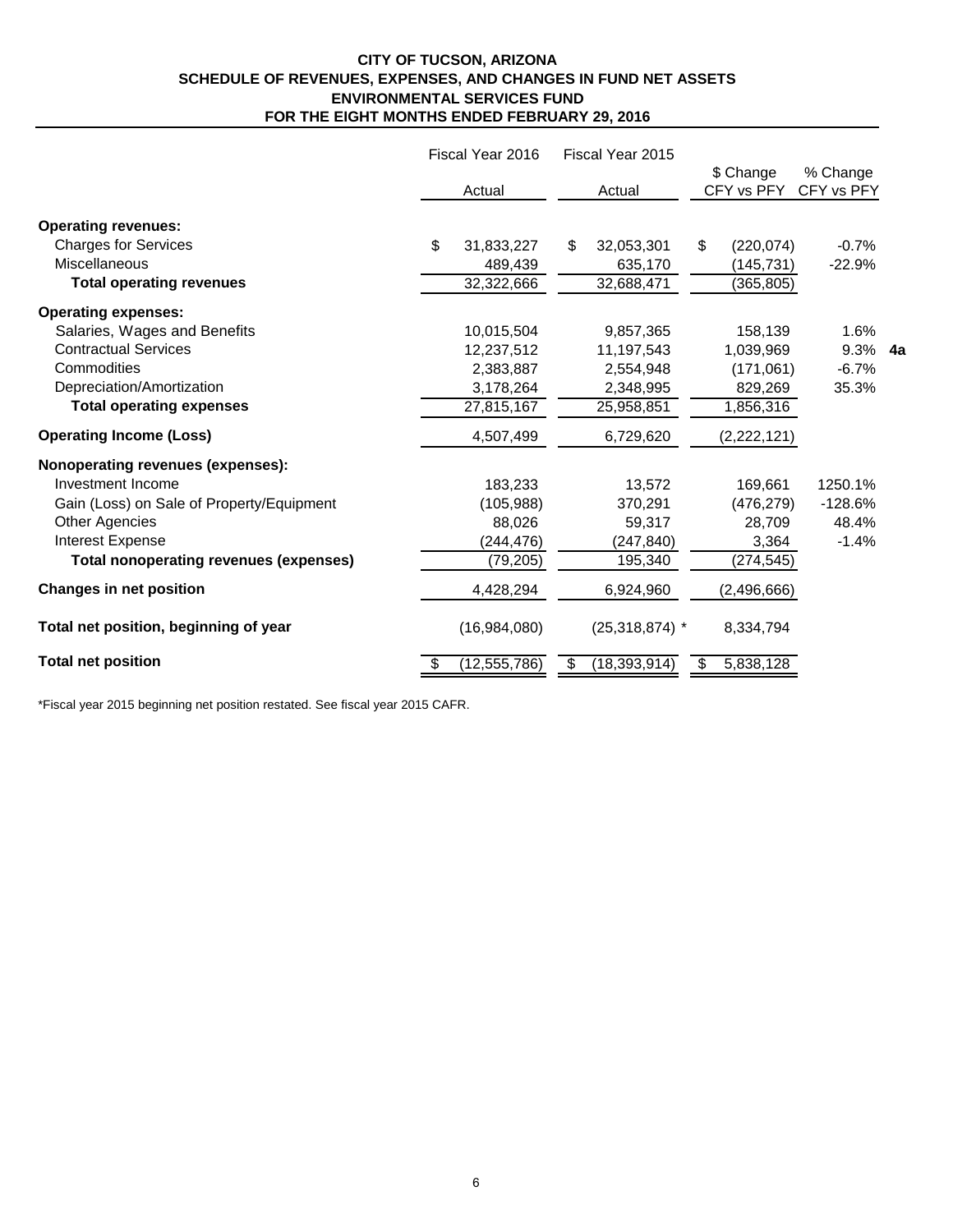**CITY OF TUCSON, ARIZONA**
**SCHEDULE OF REVENUES, EXPENSES, AND CHANGES IN FUND NET ASSETS**
**ENVIRONMENTAL SERVICES FUND**
**FOR THE EIGHT MONTHS ENDED FEBRUARY 29, 2016**

| | Fiscal Year 2016 Actual | Fiscal Year 2015 Actual | $ Change CFY vs PFY | % Change CFY vs PFY | |
|---|---|---|---|---|---|
| **Operating revenues:** | | | | | |
| Charges for Services | $ 31,833,227 | $ 32,053,301 | $ (220,074) | -0.7% | |
| Miscellaneous | 489,439 | 635,170 | (145,731) | -22.9% | |
| **Total operating revenues** | 32,322,666 | 32,688,471 | (365,805) | | |
| **Operating expenses:** | | | | | |
| Salaries, Wages and Benefits | 10,015,504 | 9,857,365 | 158,139 | 1.6% | |
| Contractual Services | 12,237,512 | 11,197,543 | 1,039,969 | 9.3% | **4a** |
| Commodities | 2,383,887 | 2,554,948 | (171,061) | -6.7% | |
| Depreciation/Amortization | 3,178,264 | 2,348,995 | 829,269 | 35.3% | |
| **Total operating expenses** | 27,815,167 | 25,958,851 | 1,856,316 | | |
| **Operating Income (Loss)** | 4,507,499 | 6,729,620 | (2,222,121) | | |
| **Nonoperating revenues (expenses):** | | | | | |
| Investment Income | 183,233 | 13,572 | 169,661 | 1250.1% | |
| Gain (Loss) on Sale of Property/Equipment | (105,988) | 370,291 | (476,279) | -128.6% | |
| Other Agencies | 88,026 | 59,317 | 28,709 | 48.4% | |
| Interest Expense | (244,476) | (247,840) | 3,364 | -1.4% | |
| **Total nonoperating revenues (expenses)** | (79,205) | 195,340 | (274,545) | | |
| **Changes in net position** | 4,428,294 | 6,924,960 | (2,496,666) | | |
| **Total net position, beginning of year** | (16,984,080) | (25,318,874) * | 8,334,794 | | |
| **Total net position** | $ (12,555,786) | $ (18,393,914) | $ 5,838,128 | | |

*Fiscal year 2015 beginning net position restated. See fiscal year 2015 CAFR.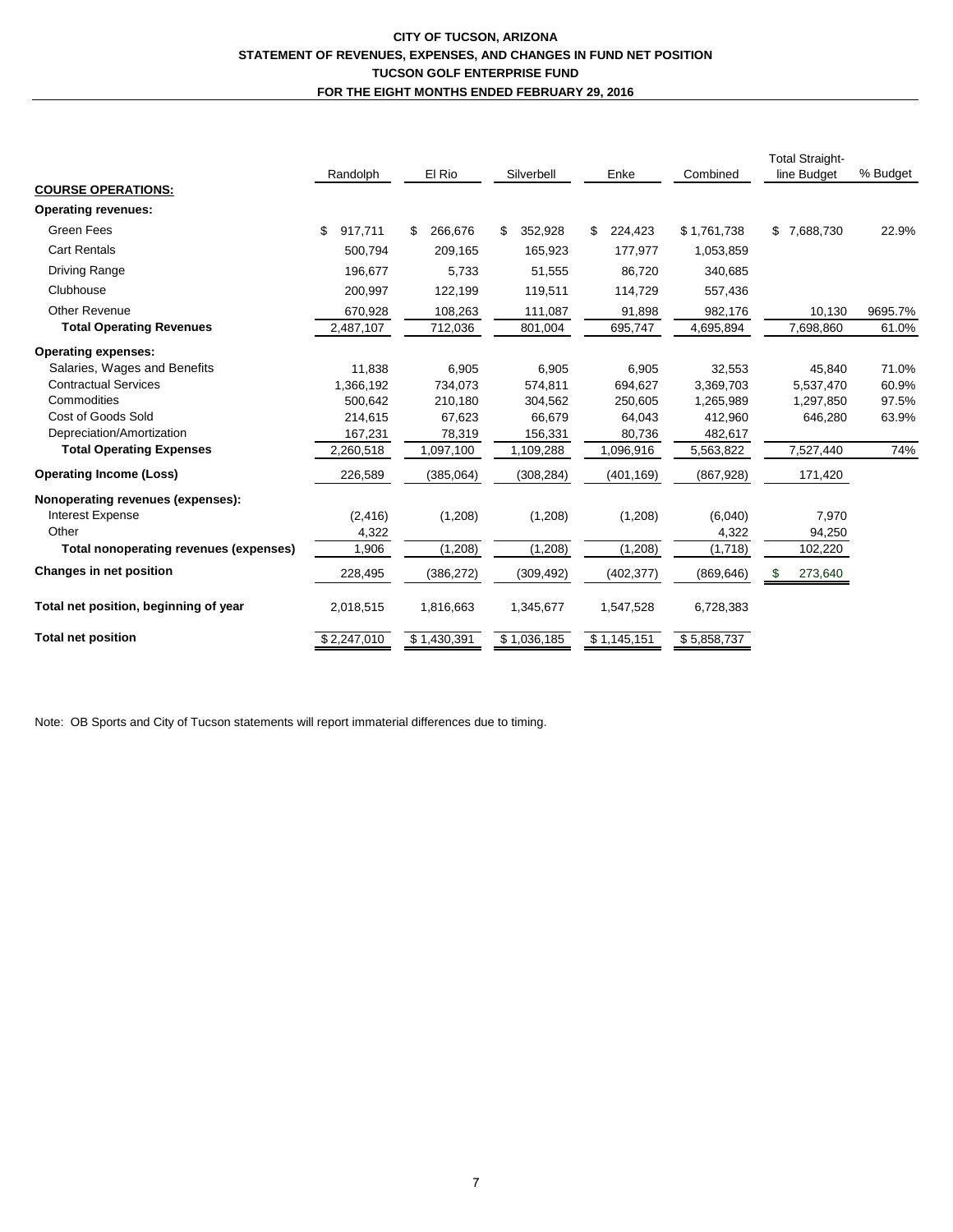**CITY OF TUCSON, ARIZONA**
**STATEMENT OF REVENUES, EXPENSES, AND CHANGES IN FUND NET POSITION**
**TUCSON GOLF ENTERPRISE FUND**
**FOR THE EIGHT MONTHS ENDED FEBRUARY 29, 2016**

| | Randolph | El Rio | Silverbell | Enke | Combined | Total Straight-line Budget | % Budget |
|---|---|---|---|---|---|---|---|
| **COURSE OPERATIONS:** | | | | | | | |
| **Operating revenues:** | | | | | | | |
| Green Fees | $ 917,711 | $ 266,676 | $ 352,928 | $ 224,423 | $ 1,761,738 | $ 7,688,730 | 22.9% |
| Cart Rentals | 500,794 | 209,165 | 165,923 | 177,977 | 1,053,859 | | |
| Driving Range | 196,677 | 5,733 | 51,555 | 86,720 | 340,685 | | |
| Clubhouse | 200,997 | 122,199 | 119,511 | 114,729 | 557,436 | | |
| Other Revenue | 670,928 | 108,263 | 111,087 | 91,898 | 982,176 | 10,130 | 9695.7% |
| **Total Operating Revenues** | 2,487,107 | 712,036 | 801,004 | 695,747 | 4,695,894 | 7,698,860 | 61.0% |
| **Operating expenses:** | | | | | | | |
| Salaries, Wages and Benefits | 11,838 | 6,905 | 6,905 | 6,905 | 32,553 | 45,840 | 71.0% |
| Contractual Services | 1,366,192 | 734,073 | 574,811 | 694,627 | 3,369,703 | 5,537,470 | 60.9% |
| Commodities | 500,642 | 210,180 | 304,562 | 250,605 | 1,265,989 | 1,297,850 | 97.5% |
| Cost of Goods Sold | 214,615 | 67,623 | 66,679 | 64,043 | 412,960 | 646,280 | 63.9% |
| Depreciation/Amortization | 167,231 | 78,319 | 156,331 | 80,736 | 482,617 | | |
| **Total Operating Expenses** | 2,260,518 | 1,097,100 | 1,109,288 | 1,096,916 | 5,563,822 | 7,527,440 | 74% |
| **Operating Income (Loss)** | 226,589 | (385,064) | (308,284) | (401,169) | (867,928) | 171,420 | |
| **Nonoperating revenues (expenses):** | | | | | | | |
| Interest Expense | (2,416) | (1,208) | (1,208) | (1,208) | (6,040) | 7,970 | |
| Other | 4,322 | | | | 4,322 | 94,250 | |
| **Total nonoperating revenues (expenses)** | 1,906 | (1,208) | (1,208) | (1,208) | (1,718) | 102,220 | |
| **Changes in net position** | 228,495 | (386,272) | (309,492) | (402,377) | (869,646) | $ 273,640 | |
| **Total net position, beginning of year** | 2,018,515 | 1,816,663 | 1,345,677 | 1,547,528 | 6,728,383 | | |
| **Total net position** | $ 2,247,010 | $ 1,430,391 | $ 1,036,185 | $ 1,145,151 | $ 5,858,737 | | |

Note: OB Sports and City of Tucson statements will report immaterial differences due to timing.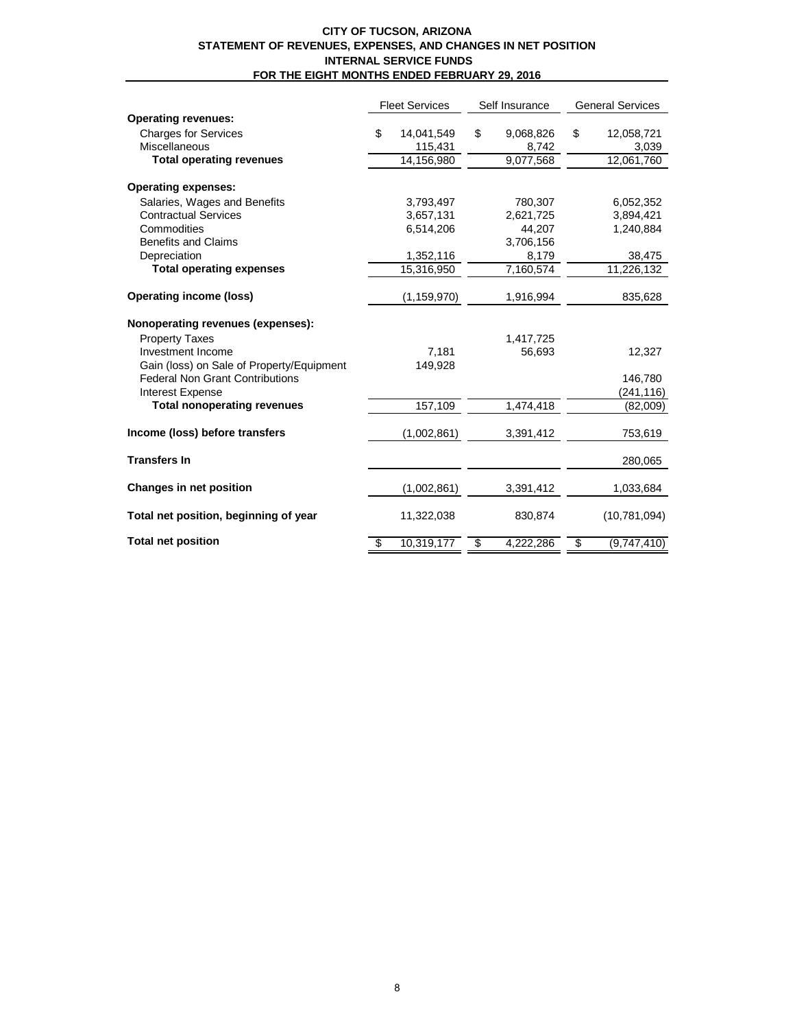# CITY OF TUCSON, ARIZONA
## STATEMENT OF REVENUES, EXPENSES, AND CHANGES IN NET POSITION
## INTERNAL SERVICE FUNDS
## FOR THE EIGHT MONTHS ENDED FEBRUARY 29, 2016

| | Fleet Services | Self Insurance | General Services |
|---|---|---|---|
| **Operating revenues:** | | | |
| Charges for Services | $ 14,041,549 | $ 9,068,826 | $ 12,058,721 |
| Miscellaneous | 115,431 | 8,742 | 3,039 |
| **Total operating revenues** | 14,156,980 | 9,077,568 | 12,061,760 |
| **Operating expenses:** | | | |
| Salaries, Wages and Benefits | 3,793,497 | 780,307 | 6,052,352 |
| Contractual Services | 3,657,131 | 2,621,725 | 3,894,421 |
| Commodities | 6,514,206 | 44,207 | 1,240,884 |
| Benefits and Claims | | 3,706,156 | |
| Depreciation | 1,352,116 | 8,179 | 38,475 |
| **Total operating expenses** | 15,316,950 | 7,160,574 | 11,226,132 |
| **Operating income (loss)** | (1,159,970) | 1,916,994 | 835,628 |
| **Nonoperating revenues (expenses):** | | | |
| Property Taxes | | 1,417,725 | |
| Investment Income | 7,181 | 56,693 | 12,327 |
| Gain (loss) on Sale of Property/Equipment | 149,928 | | |
| Federal Non Grant Contributions | | | 146,780 |
| Interest Expense | | | (241,116) |
| **Total nonoperating revenues** | 157,109 | 1,474,418 | (82,009) |
| **Income (loss) before transfers** | (1,002,861) | 3,391,412 | 753,619 |
| **Transfers In** | | | 280,065 |
| **Changes in net position** | (1,002,861) | 3,391,412 | 1,033,684 |
| **Total net position, beginning of year** | 11,322,038 | 830,874 | (10,781,094) |
| **Total net position** | $ 10,319,177 | $ 4,222,286 | $ (9,747,410) |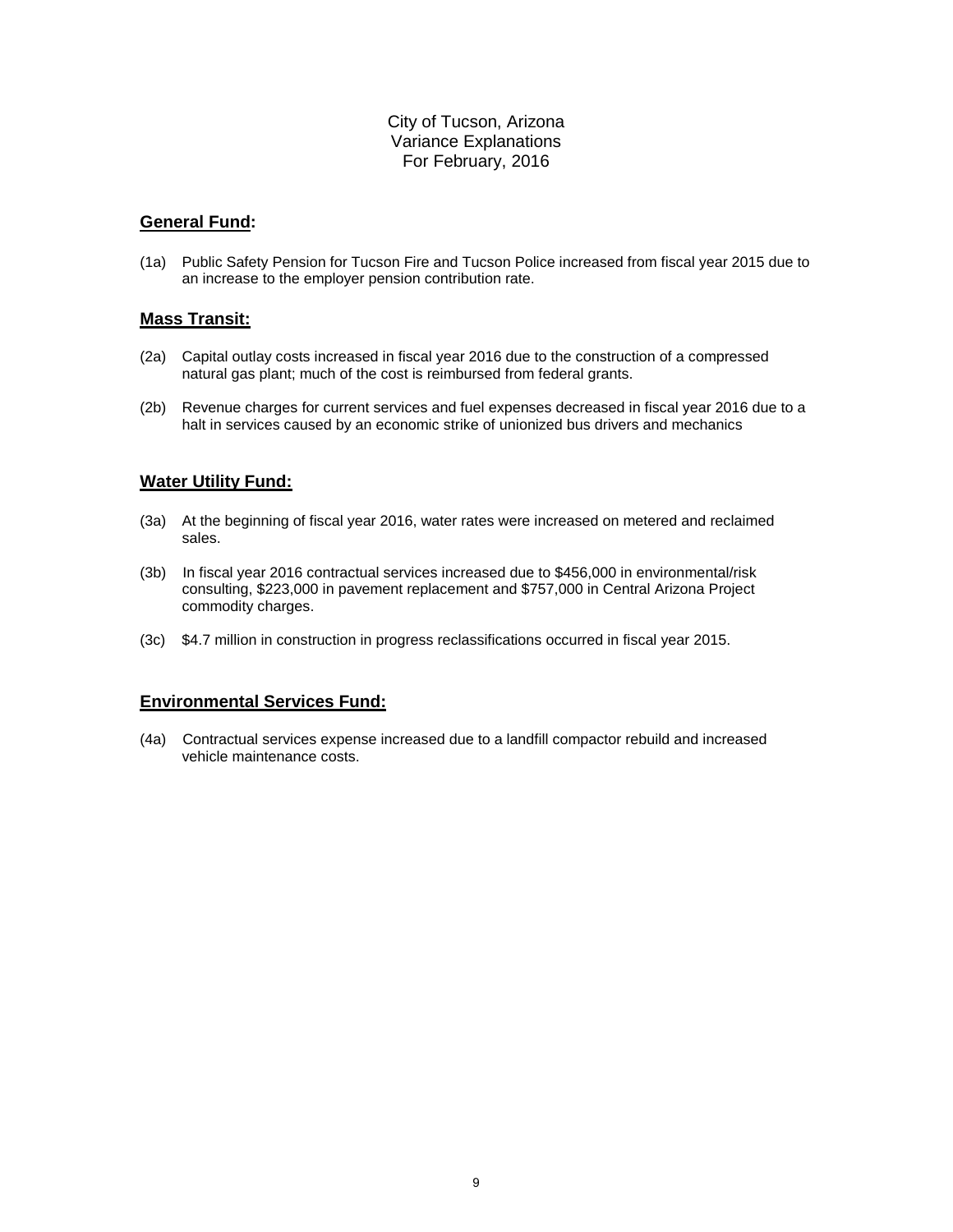City of Tucson, Arizona
Variance Explanations
For February, 2016

## General Fund:

(1a) Public Safety Pension for Tucson Fire and Tucson Police increased from fiscal year 2015 due to an increase to the employer pension contribution rate.

## Mass Transit:

(2a) Capital outlay costs increased in fiscal year 2016 due to the construction of a compressed natural gas plant; much of the cost is reimbursed from federal grants.

(2b) Revenue charges for current services and fuel expenses decreased in fiscal year 2016 due to a halt in services caused by an economic strike of unionized bus drivers and mechanics

## Water Utility Fund:

(3a) At the beginning of fiscal year 2016, water rates were increased on metered and reclaimed sales.

(3b) In fiscal year 2016 contractual services increased due to $456,000 in environmental/risk consulting, $223,000 in pavement replacement and $757,000 in Central Arizona Project commodity charges.

(3c) $4.7 million in construction in progress reclassifications occurred in fiscal year 2015.

## Environmental Services Fund:

(4a) Contractual services expense increased due to a landfill compactor rebuild and increased vehicle maintenance costs.